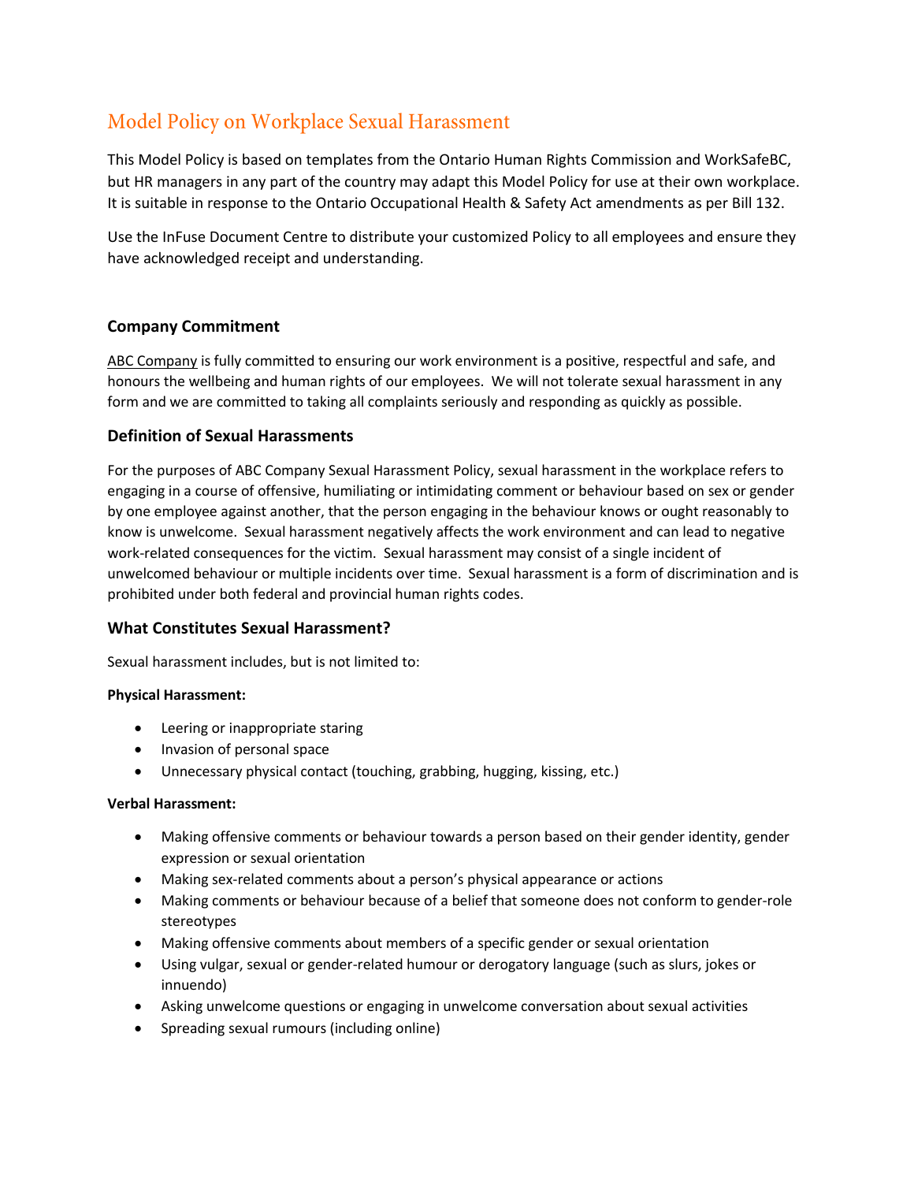# Model Policy on Workplace Sexual Harassment

This Model Policy is based on templates from the Ontario Human Rights Commission and WorkSafeBC, but HR managers in any part of the country may adapt this Model Policy for use at their own workplace. It is suitable in response to the Ontario Occupational Health & Safety Act amendments as per Bill 132.

Use the InFuse Document Centre to distribute your customized Policy to all employees and ensure they have acknowledged receipt and understanding.

## Company Commitment

ABC Company is fully committed to ensuring our work environment is a positive, respectful and safe, and honours the wellbeing and human rights of our employees. We will not tolerate sexual harassment in any form and we are committed to taking all complaints seriously and responding as quickly as possible.

## Definition of Sexual Harassments

For the purposes of ABC Company Sexual Harassment Policy, sexual harassment in the workplace refers to engaging in a course of offensive, humiliating or intimidating comment or behaviour based on sex or gender by one employee against another, that the person engaging in the behaviour knows or ought reasonably to know is unwelcome. Sexual harassment negatively affects the work environment and can lead to negative work-related consequences for the victim. Sexual harassment may consist of a single incident of unwelcomed behaviour or multiple incidents over time. Sexual harassment is a form of discrimination and is prohibited under both federal and provincial human rights codes.

## What Constitutes Sexual Harassment?

Sexual harassment includes, but is not limited to:

**Physical Harassment:**

- Leering or inappropriate staring
- Invasion of personal space
- Unnecessary physical contact (touching, grabbing, hugging, kissing, etc.)

**Verbal Harassment:**

- Making offensive comments or behaviour towards a person based on their gender identity, gender expression or sexual orientation
- Making sex-related comments about a person's physical appearance or actions
- Making comments or behaviour because of a belief that someone does not conform to gender-role stereotypes
- Making offensive comments about members of a specific gender or sexual orientation
- Using vulgar, sexual or gender-related humour or derogatory language (such as slurs, jokes or innuendo)
- Asking unwelcome questions or engaging in unwelcome conversation about sexual activities
- Spreading sexual rumours (including online)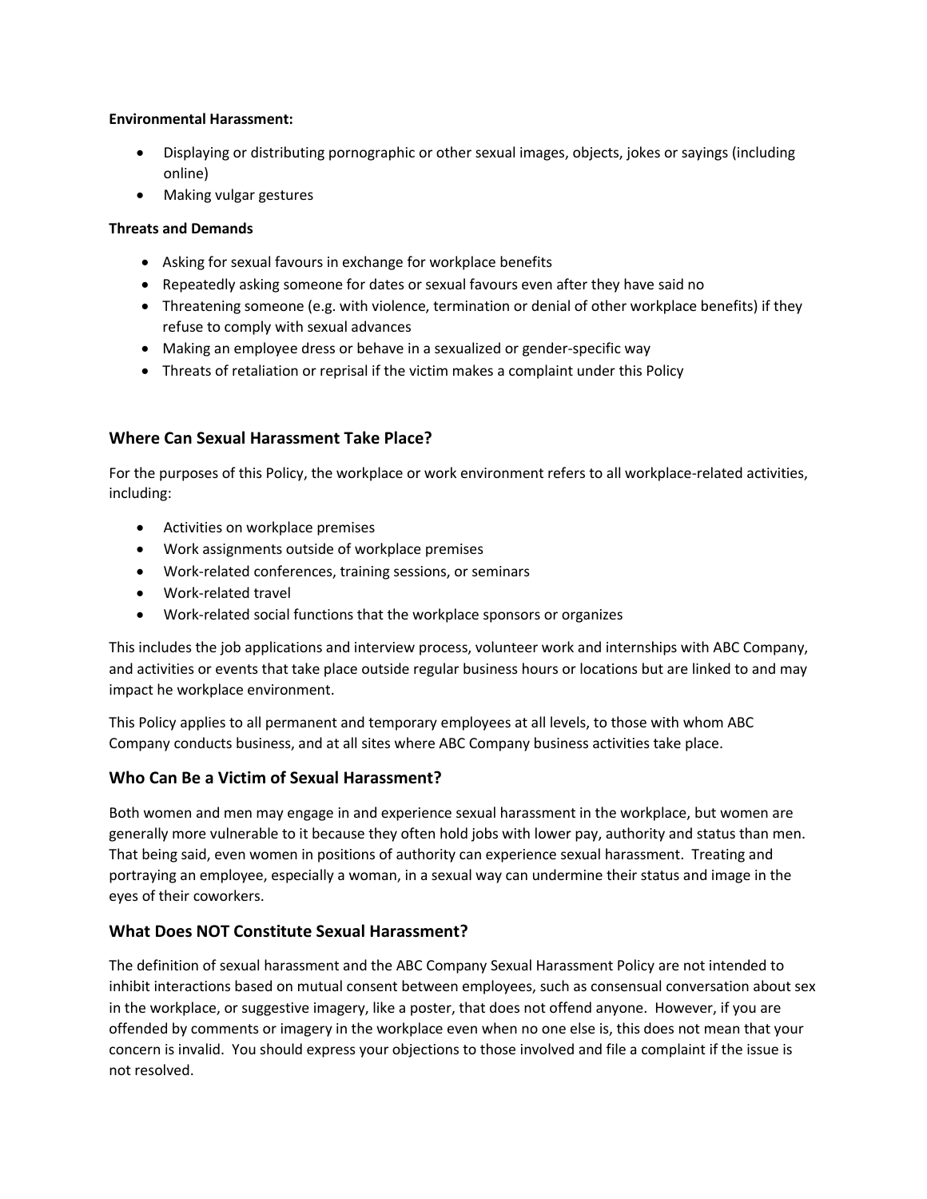**Environmental Harassment:**

- Displaying or distributing pornographic or other sexual images, objects, jokes or sayings (including online)
- Making vulgar gestures

**Threats and Demands**

- Asking for sexual favours in exchange for workplace benefits
- Repeatedly asking someone for dates or sexual favours even after they have said no
- Threatening someone (e.g. with violence, termination or denial of other workplace benefits) if they refuse to comply with sexual advances
- Making an employee dress or behave in a sexualized or gender-specific way
- Threats of retaliation or reprisal if the victim makes a complaint under this Policy

## Where Can Sexual Harassment Take Place?

For the purposes of this Policy, the workplace or work environment refers to all workplace-related activities, including:

- Activities on workplace premises
- Work assignments outside of workplace premises
- Work-related conferences, training sessions, or seminars
- Work-related travel
- Work-related social functions that the workplace sponsors or organizes

This includes the job applications and interview process, volunteer work and internships with ABC Company, and activities or events that take place outside regular business hours or locations but are linked to and may impact he workplace environment.

This Policy applies to all permanent and temporary employees at all levels, to those with whom ABC Company conducts business, and at all sites where ABC Company business activities take place.

## Who Can Be a Victim of Sexual Harassment?

Both women and men may engage in and experience sexual harassment in the workplace, but women are generally more vulnerable to it because they often hold jobs with lower pay, authority and status than men. That being said, even women in positions of authority can experience sexual harassment. Treating and portraying an employee, especially a woman, in a sexual way can undermine their status and image in the eyes of their coworkers.

## What Does NOT Constitute Sexual Harassment?

The definition of sexual harassment and the ABC Company Sexual Harassment Policy are not intended to inhibit interactions based on mutual consent between employees, such as consensual conversation about sex in the workplace, or suggestive imagery, like a poster, that does not offend anyone. However, if you are offended by comments or imagery in the workplace even when no one else is, this does not mean that your concern is invalid. You should express your objections to those involved and file a complaint if the issue is not resolved.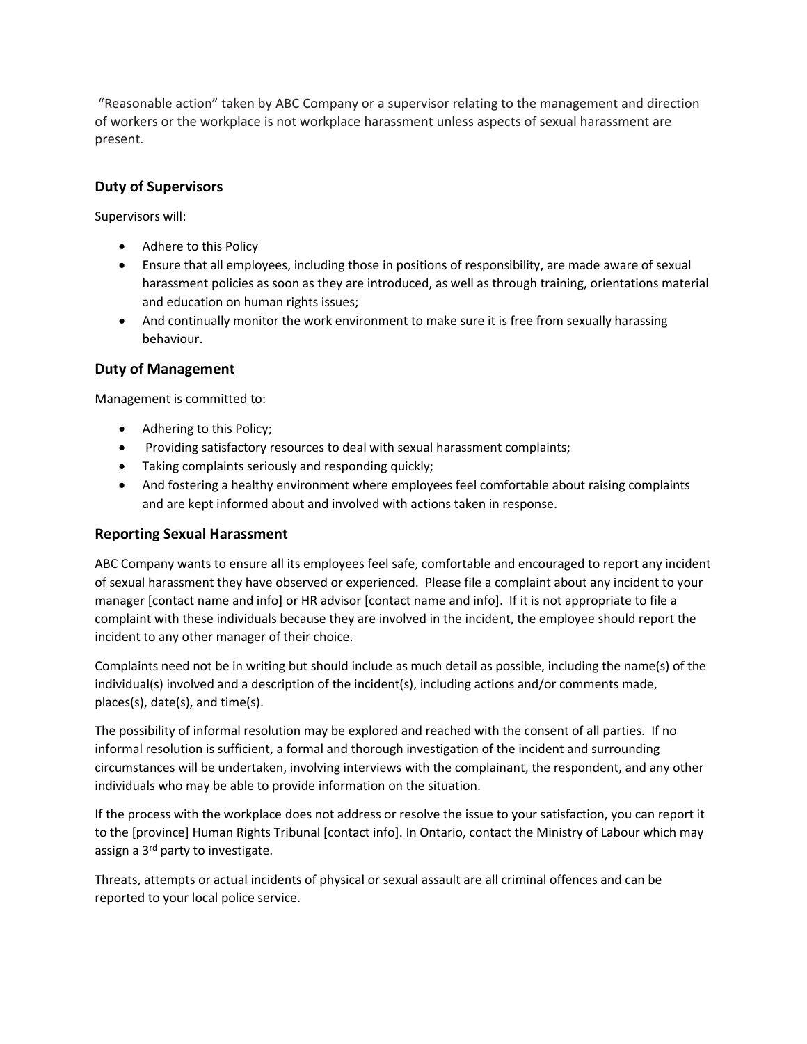"Reasonable action" taken by ABC Company or a supervisor relating to the management and direction of workers or the workplace is not workplace harassment unless aspects of sexual harassment are present.

## Duty of Supervisors

Supervisors will:

- Adhere to this Policy
- Ensure that all employees, including those in positions of responsibility, are made aware of sexual harassment policies as soon as they are introduced, as well as through training, orientations material and education on human rights issues;
- And continually monitor the work environment to make sure it is free from sexually harassing behaviour.

## Duty of Management

Management is committed to:

- Adhering to this Policy;
- Providing satisfactory resources to deal with sexual harassment complaints;
- Taking complaints seriously and responding quickly;
- And fostering a healthy environment where employees feel comfortable about raising complaints and are kept informed about and involved with actions taken in response.

## Reporting Sexual Harassment

ABC Company wants to ensure all its employees feel safe, comfortable and encouraged to report any incident of sexual harassment they have observed or experienced. Please file a complaint about any incident to your manager [contact name and info] or HR advisor [contact name and info]. If it is not appropriate to file a complaint with these individuals because they are involved in the incident, the employee should report the incident to any other manager of their choice.

Complaints need not be in writing but should include as much detail as possible, including the name(s) of the individual(s) involved and a description of the incident(s), including actions and/or comments made, places(s), date(s), and time(s).

The possibility of informal resolution may be explored and reached with the consent of all parties. If no informal resolution is sufficient, a formal and thorough investigation of the incident and surrounding circumstances will be undertaken, involving interviews with the complainant, the respondent, and any other individuals who may be able to provide information on the situation.

If the process with the workplace does not address or resolve the issue to your satisfaction, you can report it to the [province] Human Rights Tribunal [contact info]. In Ontario, contact the Ministry of Labour which may assign a 3rd party to investigate.

Threats, attempts or actual incidents of physical or sexual assault are all criminal offences and can be reported to your local police service.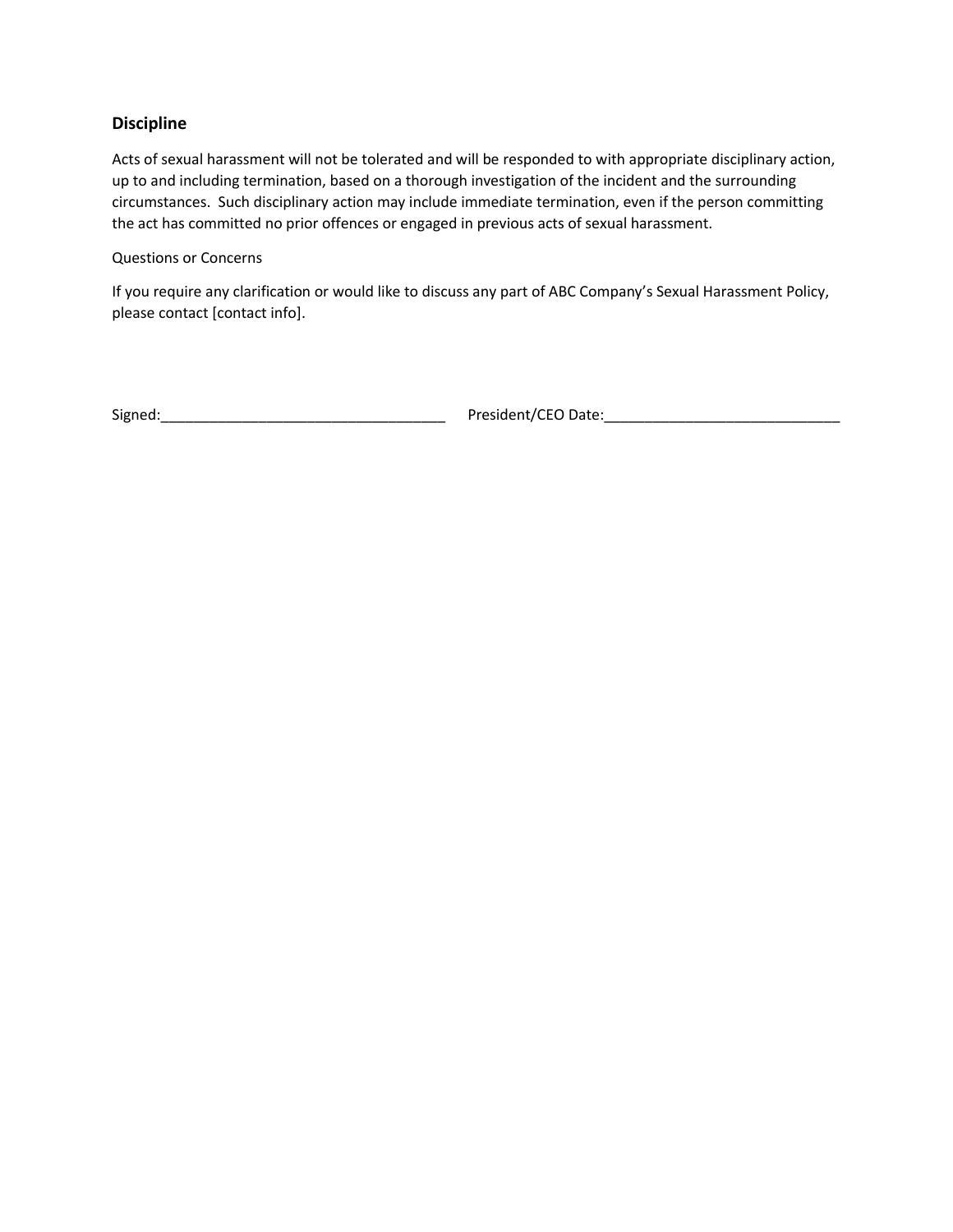## Discipline

Acts of sexual harassment will not be tolerated and will be responded to with appropriate disciplinary action, up to and including termination, based on a thorough investigation of the incident and the surrounding circumstances. Such disciplinary action may include immediate termination, even if the person committing the act has committed no prior offences or engaged in previous acts of sexual harassment.

Questions or Concerns

If you require any clarification or would like to discuss any part of ABC Company's Sexual Harassment Policy, please contact [contact info].

Signed:___________________________________ President/CEO Date:_____________________________